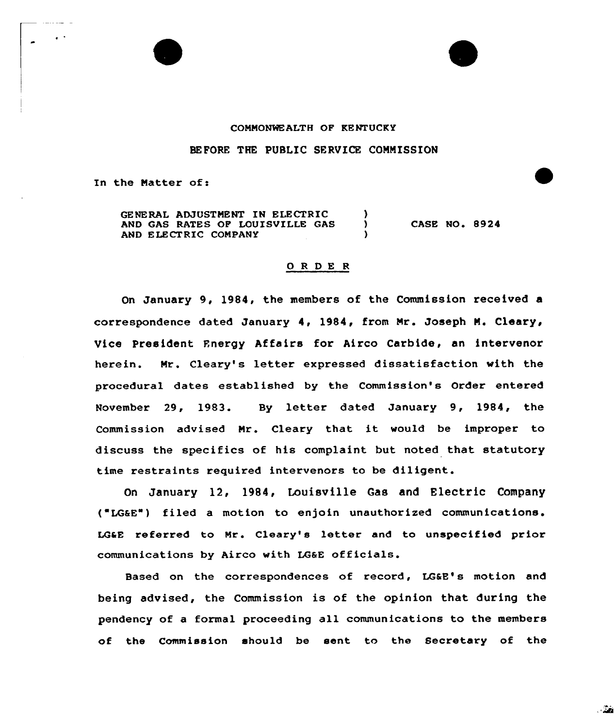COMMONWEALTH OF KENTUCKY

BEFORE THE PUBLIC SERVICE COMMISSION

In the Matter of:

GENERAL ADJUSTMENT IN ELECTRIC AND GAS RATES OF LOUISVILLE GAS AND ELECTRIC COMPANY ) CASE NO. 8924

## O R D E R

On January 9, 1984, the members of the Commission received a correspondence dated January 4, 1984, from Mr. Joseph M. Cleary, Vice President Energy Affairs for Airco Carbide, an intervenor herein. Mr. Cleary's letter expressed dissatisfaction with the procedural dates established by the Commission's Order entered November 29, 1983. By letter dated January 9, 1984, the Commission advised Mr. Cleary that it would be improper to discuss the specifics of his complaint but noted that statutory time restraints required intervenors to be diligent.

On January 12, 1984, Louisville Gas and Electric Company ("LG&E") filed a motion to enjoin unauthorized communications. LG&E referred to Mr. Cleary's letter and to unspecified prior communications by Airco with LG&E officials.

Based on the correspondences of record, LG&E's motion and being advised, the Commission is of the opinion that during the pendency of a formal proceeding all communications to the members of the Commission should be sent to the Secretary of the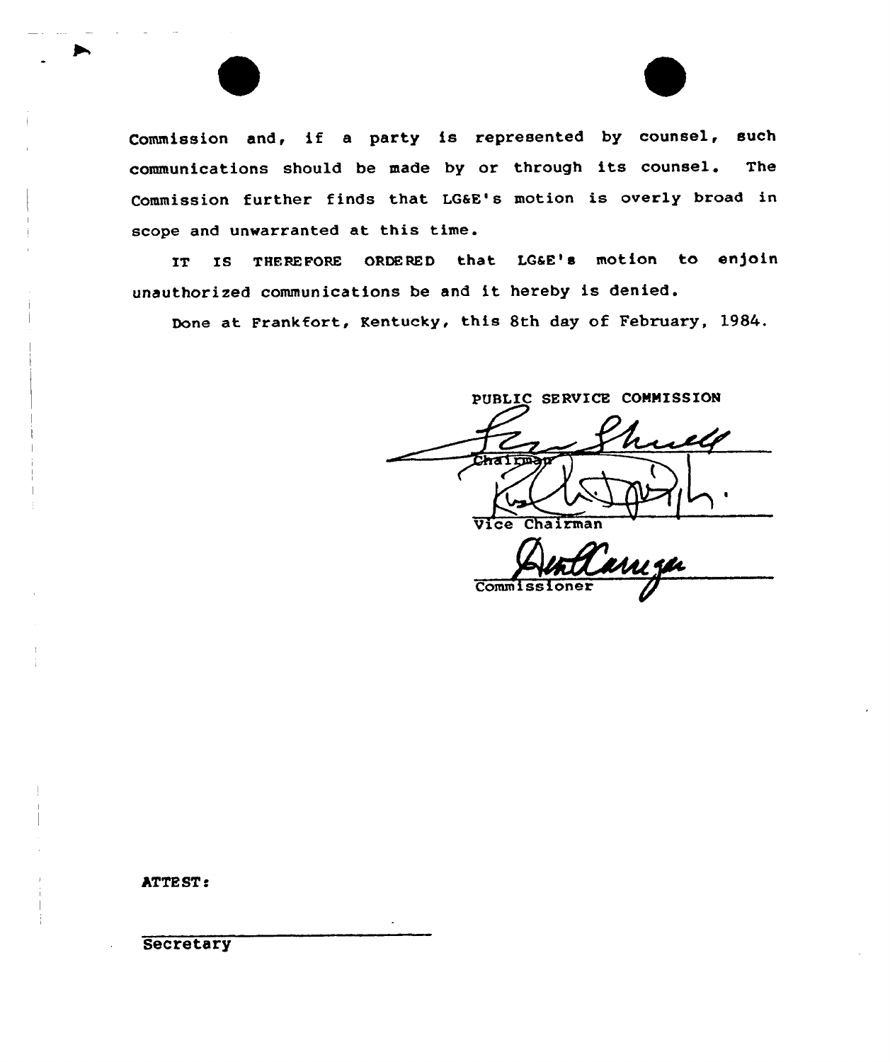Commission and, if a party is represented by counsel, such communications should be made by or through its counsel. The Commission further finds that LG&E's motion is overly broad in scope and unwarranted at this time.

IT IS THEREFORE ORDERED that LG&E's motion to enjoin unauthorized communications be and it hereby is denied.

Done at Frankfort, Kentucky, this 8th day of February, 1984.

PUBLIC SERVICE COMMISSION

Chairman

Vice Chairman

Commissioner

ATTEST:

Secretary